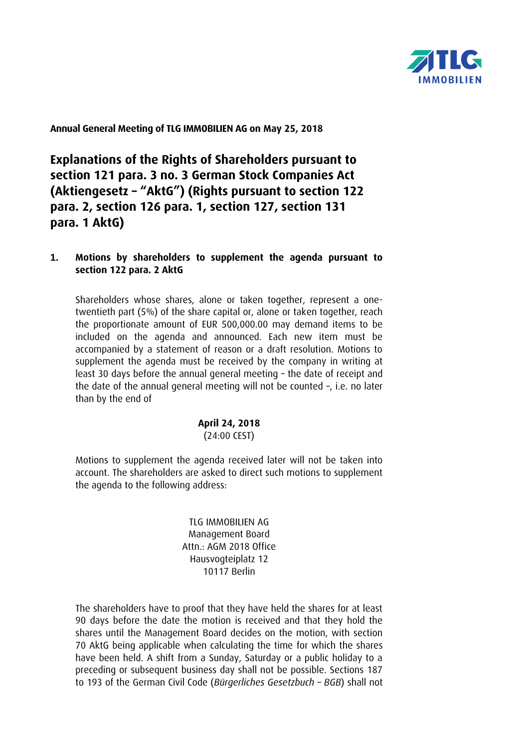**Annual General Meeting of TLG IMMOBILIEN AG on May 25, 2018**

# Explanations of the Rights of Shareholders pursuant to section 121 para. 3 no. 3 German Stock Companies Act (Aktiengesetz – "AktG") (Rights pursuant to section 122 para. 2, section 126 para. 1, section 127, section 131 para. 1 AktG)

## 1. Motions by shareholders to supplement the agenda pursuant to section 122 para. 2 AktG

Shareholders whose shares, alone or taken together, represent a one-twentieth part (5%) of the share capital or, alone or taken together, reach the proportionate amount of EUR 500,000.00 may demand items to be included on the agenda and announced. Each new item must be accompanied by a statement of reason or a draft resolution. Motions to supplement the agenda must be received by the company in writing at least 30 days before the annual general meeting – the date of receipt and the date of the annual general meeting will not be counted –, i.e. no later than by the end of

**April 24, 2018**
(24:00 CEST)

Motions to supplement the agenda received later will not be taken into account. The shareholders are asked to direct such motions to supplement the agenda to the following address:

TLG IMMOBILIEN AG
Management Board
Attn.: AGM 2018 Office
Hausvogteiplatz 12
10117 Berlin

The shareholders have to proof that they have held the shares for at least 90 days before the date the motion is received and that they hold the shares until the Management Board decides on the motion, with section 70 AktG being applicable when calculating the time for which the shares have been held. A shift from a Sunday, Saturday or a public holiday to a preceding or subsequent business day shall not be possible. Sections 187 to 193 of the German Civil Code (*Bürgerliches Gesetzbuch – BGB*) shall not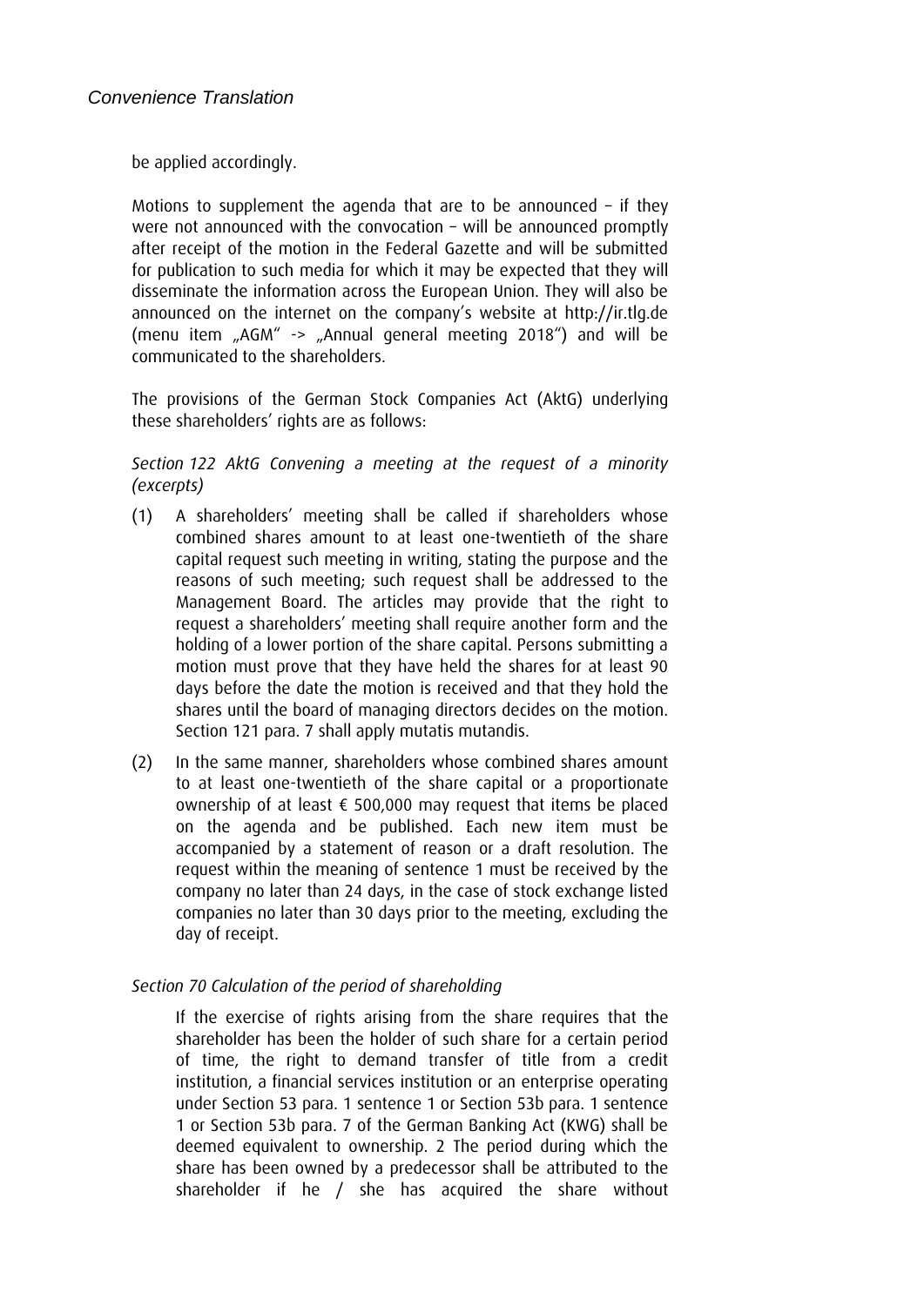be applied accordingly.

Motions to supplement the agenda that are to be announced – if they were not announced with the convocation – will be announced promptly after receipt of the motion in the Federal Gazette and will be submitted for publication to such media for which it may be expected that they will disseminate the information across the European Union. They will also be announced on the internet on the company's website at http://ir.tlg.de (menu item „AGM" -> „Annual general meeting 2018") and will be communicated to the shareholders.

The provisions of the German Stock Companies Act (AktG) underlying these shareholders' rights are as follows:

*Section 122 AktG Convening a meeting at the request of a minority (excerpts)*

(1) A shareholders' meeting shall be called if shareholders whose combined shares amount to at least one-twentieth of the share capital request such meeting in writing, stating the purpose and the reasons of such meeting; such request shall be addressed to the Management Board. The articles may provide that the right to request a shareholders' meeting shall require another form and the holding of a lower portion of the share capital. Persons submitting a motion must prove that they have held the shares for at least 90 days before the date the motion is received and that they hold the shares until the board of managing directors decides on the motion. Section 121 para. 7 shall apply mutatis mutandis.

(2) In the same manner, shareholders whose combined shares amount to at least one-twentieth of the share capital or a proportionate ownership of at least € 500,000 may request that items be placed on the agenda and be published. Each new item must be accompanied by a statement of reason or a draft resolution. The request within the meaning of sentence 1 must be received by the company no later than 24 days, in the case of stock exchange listed companies no later than 30 days prior to the meeting, excluding the day of receipt.

*Section 70 Calculation of the period of shareholding*

If the exercise of rights arising from the share requires that the shareholder has been the holder of such share for a certain period of time, the right to demand transfer of title from a credit institution, a financial services institution or an enterprise operating under Section 53 para. 1 sentence 1 or Section 53b para. 1 sentence 1 or Section 53b para. 7 of the German Banking Act (KWG) shall be deemed equivalent to ownership. 2 The period during which the share has been owned by a predecessor shall be attributed to the shareholder if he / she has acquired the share without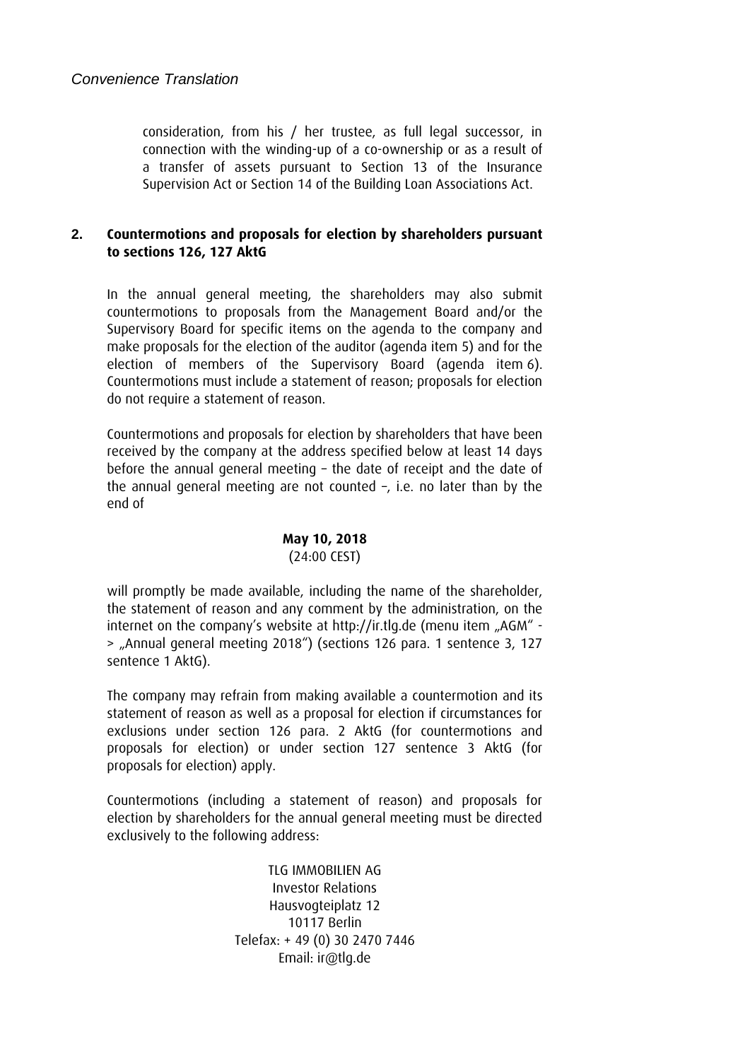consideration, from his / her trustee, as full legal successor, in connection with the winding-up of a co-ownership or as a result of a transfer of assets pursuant to Section 13 of the Insurance Supervision Act or Section 14 of the Building Loan Associations Act.

## 2. Countermotions and proposals for election by shareholders pursuant to sections 126, 127 AktG

In the annual general meeting, the shareholders may also submit countermotions to proposals from the Management Board and/or the Supervisory Board for specific items on the agenda to the company and make proposals for the election of the auditor (agenda item 5) and for the election of members of the Supervisory Board (agenda item 6). Countermotions must include a statement of reason; proposals for election do not require a statement of reason.

Countermotions and proposals for election by shareholders that have been received by the company at the address specified below at least 14 days before the annual general meeting – the date of receipt and the date of the annual general meeting are not counted –, i.e. no later than by the end of

**May 10, 2018**
(24:00 CEST)

will promptly be made available, including the name of the shareholder, the statement of reason and any comment by the administration, on the internet on the company's website at http://ir.tlg.de (menu item „AGM" -> „Annual general meeting 2018") (sections 126 para. 1 sentence 3, 127 sentence 1 AktG).

The company may refrain from making available a countermotion and its statement of reason as well as a proposal for election if circumstances for exclusions under section 126 para. 2 AktG (for countermotions and proposals for election) or under section 127 sentence 3 AktG (for proposals for election) apply.

Countermotions (including a statement of reason) and proposals for election by shareholders for the annual general meeting must be directed exclusively to the following address:

TLG IMMOBILIEN AG
Investor Relations
Hausvogteiplatz 12
10117 Berlin
Telefax: + 49 (0) 30 2470 7446
Email: ir@tlg.de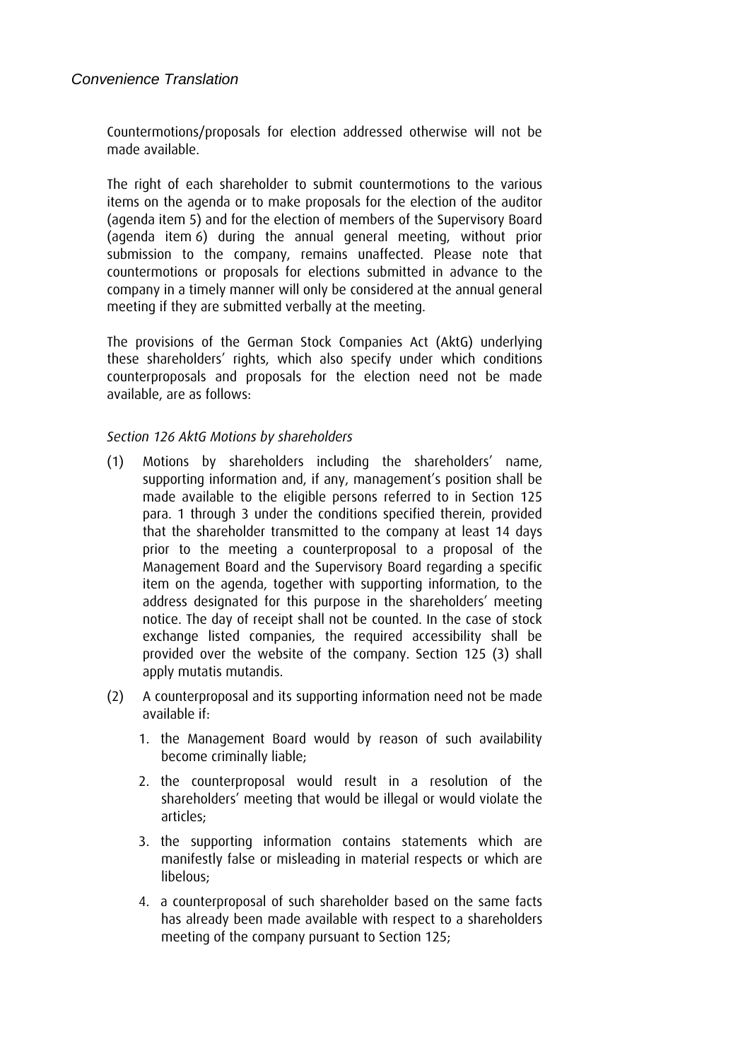Countermotions/proposals for election addressed otherwise will not be made available.

The right of each shareholder to submit countermotions to the various items on the agenda or to make proposals for the election of the auditor (agenda item 5) and for the election of members of the Supervisory Board (agenda item 6) during the annual general meeting, without prior submission to the company, remains unaffected. Please note that countermotions or proposals for elections submitted in advance to the company in a timely manner will only be considered at the annual general meeting if they are submitted verbally at the meeting.

The provisions of the German Stock Companies Act (AktG) underlying these shareholders' rights, which also specify under which conditions counterproposals and proposals for the election need not be made available, are as follows:

*Section 126 AktG Motions by shareholders*

(1) Motions by shareholders including the shareholders' name, supporting information and, if any, management's position shall be made available to the eligible persons referred to in Section 125 para. 1 through 3 under the conditions specified therein, provided that the shareholder transmitted to the company at least 14 days prior to the meeting a counterproposal to a proposal of the Management Board and the Supervisory Board regarding a specific item on the agenda, together with supporting information, to the address designated for this purpose in the shareholders' meeting notice. The day of receipt shall not be counted. In the case of stock exchange listed companies, the required accessibility shall be provided over the website of the company. Section 125 (3) shall apply mutatis mutandis.

(2) A counterproposal and its supporting information need not be made available if:

1. the Management Board would by reason of such availability become criminally liable;
2. the counterproposal would result in a resolution of the shareholders' meeting that would be illegal or would violate the articles;
3. the supporting information contains statements which are manifestly false or misleading in material respects or which are libelous;
4. a counterproposal of such shareholder based on the same facts has already been made available with respect to a shareholders meeting of the company pursuant to Section 125;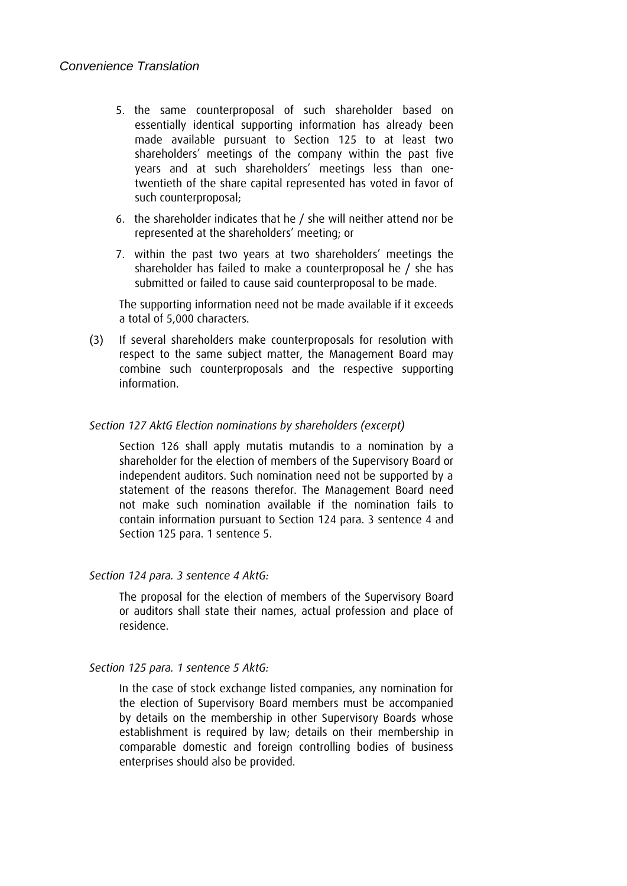5. the same counterproposal of such shareholder based on essentially identical supporting information has already been made available pursuant to Section 125 to at least two shareholders' meetings of the company within the past five years and at such shareholders' meetings less than one-twentieth of the share capital represented has voted in favor of such counterproposal;
6. the shareholder indicates that he / she will neither attend nor be represented at the shareholders' meeting; or
7. within the past two years at two shareholders' meetings the shareholder has failed to make a counterproposal he / she has submitted or failed to cause said counterproposal to be made.

The supporting information need not be made available if it exceeds a total of 5,000 characters.

(3) If several shareholders make counterproposals for resolution with respect to the same subject matter, the Management Board may combine such counterproposals and the respective supporting information.

*Section 127 AktG Election nominations by shareholders (excerpt)*

Section 126 shall apply mutatis mutandis to a nomination by a shareholder for the election of members of the Supervisory Board or independent auditors. Such nomination need not be supported by a statement of the reasons therefor. The Management Board need not make such nomination available if the nomination fails to contain information pursuant to Section 124 para. 3 sentence 4 and Section 125 para. 1 sentence 5.

*Section 124 para. 3 sentence 4 AktG:*

The proposal for the election of members of the Supervisory Board or auditors shall state their names, actual profession and place of residence.

*Section 125 para. 1 sentence 5 AktG:*

In the case of stock exchange listed companies, any nomination for the election of Supervisory Board members must be accompanied by details on the membership in other Supervisory Boards whose establishment is required by law; details on their membership in comparable domestic and foreign controlling bodies of business enterprises should also be provided.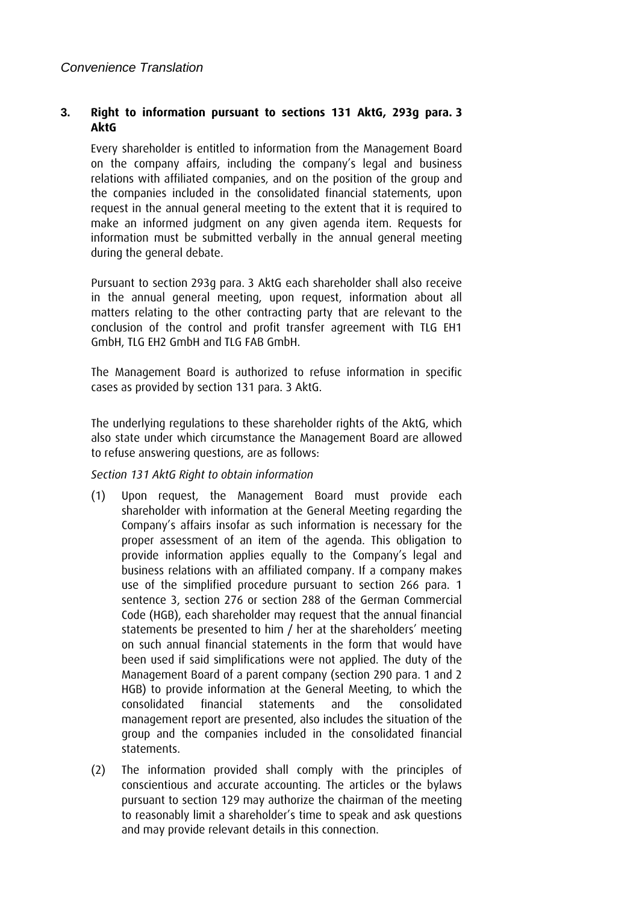*Convenience Translation*

## 3. Right to information pursuant to sections 131 AktG, 293g para. 3 AktG

Every shareholder is entitled to information from the Management Board on the company affairs, including the company's legal and business relations with affiliated companies, and on the position of the group and the companies included in the consolidated financial statements, upon request in the annual general meeting to the extent that it is required to make an informed judgment on any given agenda item. Requests for information must be submitted verbally in the annual general meeting during the general debate.

Pursuant to section 293g para. 3 AktG each shareholder shall also receive in the annual general meeting, upon request, information about all matters relating to the other contracting party that are relevant to the conclusion of the control and profit transfer agreement with TLG EH1 GmbH, TLG EH2 GmbH and TLG FAB GmbH.

The Management Board is authorized to refuse information in specific cases as provided by section 131 para. 3 AktG.

The underlying regulations to these shareholder rights of the AktG, which also state under which circumstance the Management Board are allowed to refuse answering questions, are as follows:

*Section 131 AktG Right to obtain information*

(1) Upon request, the Management Board must provide each shareholder with information at the General Meeting regarding the Company's affairs insofar as such information is necessary for the proper assessment of an item of the agenda. This obligation to provide information applies equally to the Company's legal and business relations with an affiliated company. If a company makes use of the simplified procedure pursuant to section 266 para. 1 sentence 3, section 276 or section 288 of the German Commercial Code (HGB), each shareholder may request that the annual financial statements be presented to him / her at the shareholders' meeting on such annual financial statements in the form that would have been used if said simplifications were not applied. The duty of the Management Board of a parent company (section 290 para. 1 and 2 HGB) to provide information at the General Meeting, to which the consolidated financial statements and the consolidated management report are presented, also includes the situation of the group and the companies included in the consolidated financial statements.

(2) The information provided shall comply with the principles of conscientious and accurate accounting. The articles or the bylaws pursuant to section 129 may authorize the chairman of the meeting to reasonably limit a shareholder's time to speak and ask questions and may provide relevant details in this connection.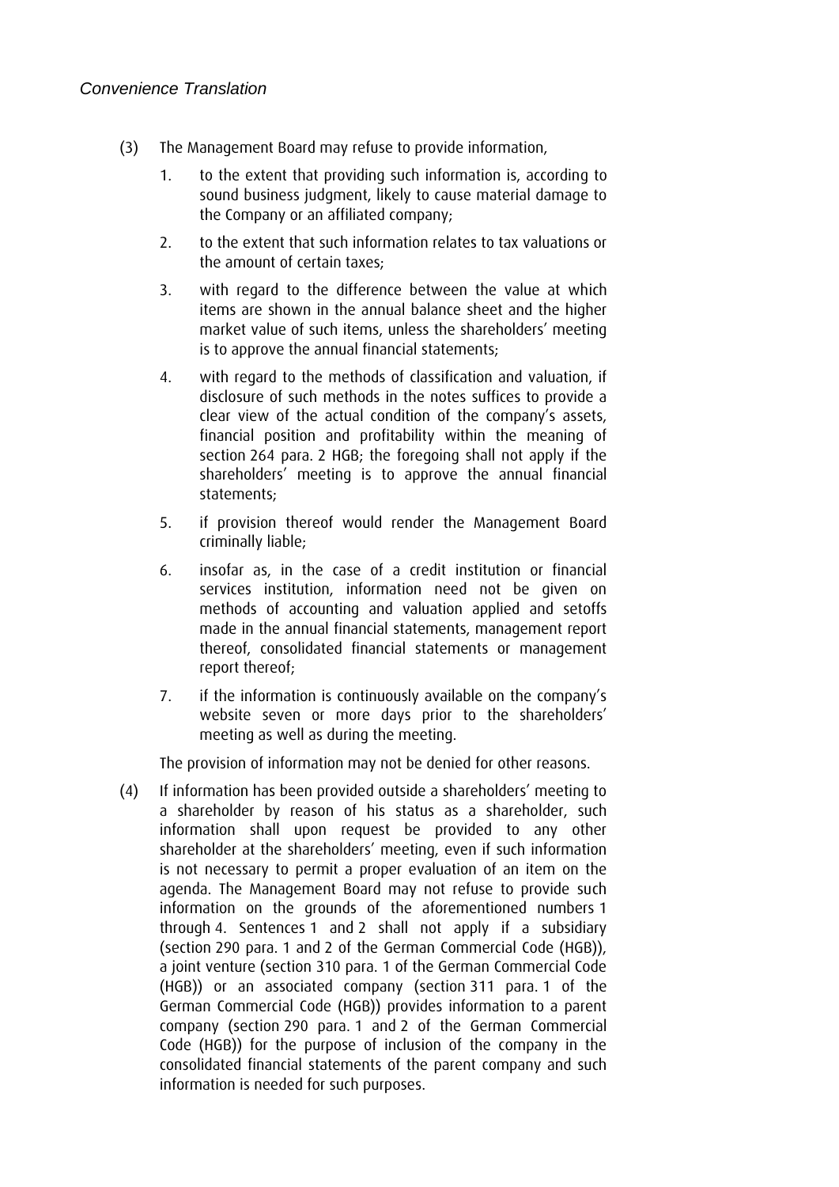(3) The Management Board may refuse to provide information,

1. to the extent that providing such information is, according to sound business judgment, likely to cause material damage to the Company or an affiliated company;
2. to the extent that such information relates to tax valuations or the amount of certain taxes;
3. with regard to the difference between the value at which items are shown in the annual balance sheet and the higher market value of such items, unless the shareholders' meeting is to approve the annual financial statements;
4. with regard to the methods of classification and valuation, if disclosure of such methods in the notes suffices to provide a clear view of the actual condition of the company's assets, financial position and profitability within the meaning of section 264 para. 2 HGB; the foregoing shall not apply if the shareholders' meeting is to approve the annual financial statements;
5. if provision thereof would render the Management Board criminally liable;
6. insofar as, in the case of a credit institution or financial services institution, information need not be given on methods of accounting and valuation applied and setoffs made in the annual financial statements, management report thereof, consolidated financial statements or management report thereof;
7. if the information is continuously available on the company's website seven or more days prior to the shareholders' meeting as well as during the meeting.

The provision of information may not be denied for other reasons.

(4) If information has been provided outside a shareholders' meeting to a shareholder by reason of his status as a shareholder, such information shall upon request be provided to any other shareholder at the shareholders' meeting, even if such information is not necessary to permit a proper evaluation of an item on the agenda. The Management Board may not refuse to provide such information on the grounds of the aforementioned numbers 1 through 4. Sentences 1 and 2 shall not apply if a subsidiary (section 290 para. 1 and 2 of the German Commercial Code (HGB)), a joint venture (section 310 para. 1 of the German Commercial Code (HGB)) or an associated company (section 311 para. 1 of the German Commercial Code (HGB)) provides information to a parent company (section 290 para. 1 and 2 of the German Commercial Code (HGB)) for the purpose of inclusion of the company in the consolidated financial statements of the parent company and such information is needed for such purposes.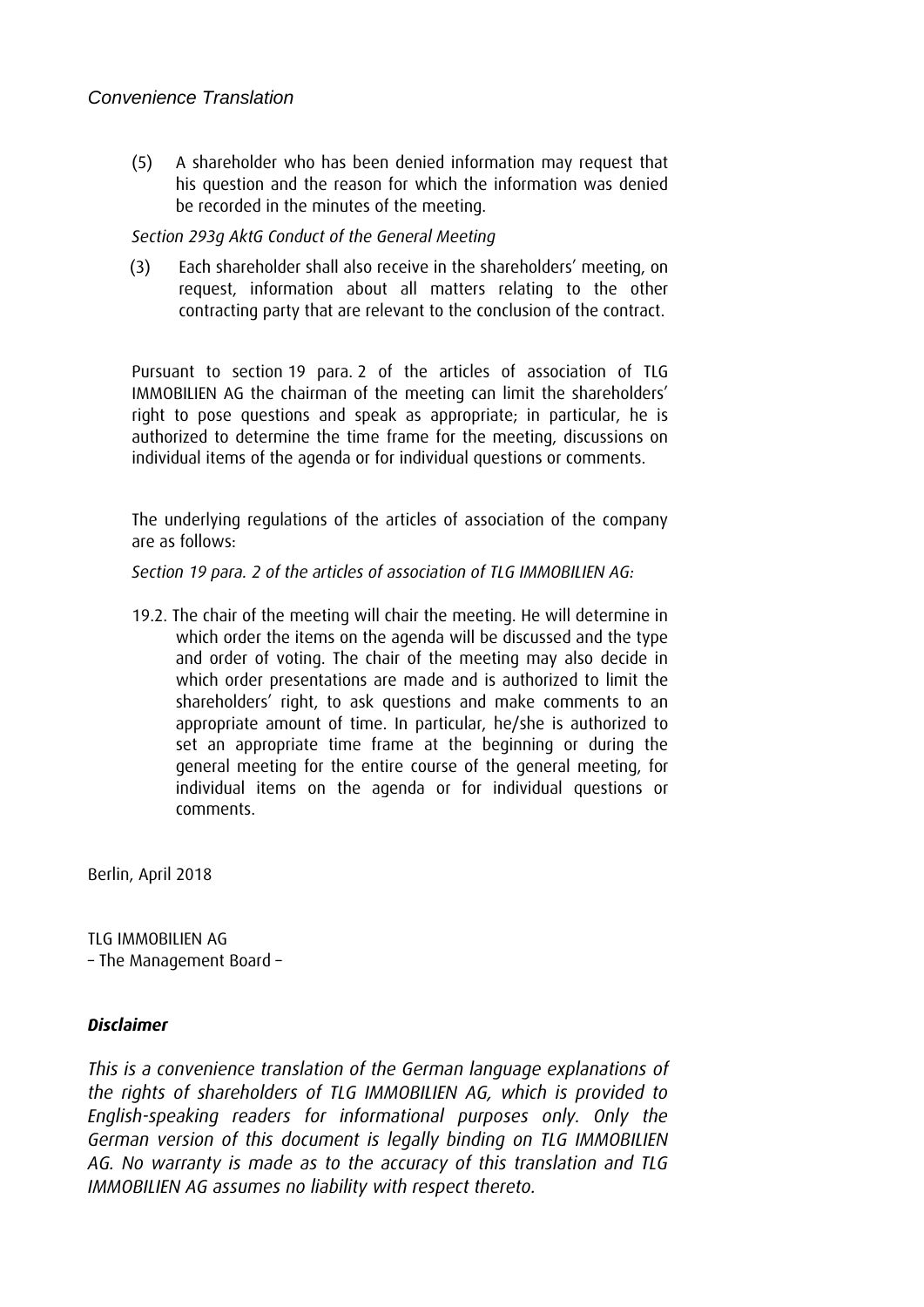(5) A shareholder who has been denied information may request that his question and the reason for which the information was denied be recorded in the minutes of the meeting.

*Section 293g AktG Conduct of the General Meeting*

(3) Each shareholder shall also receive in the shareholders' meeting, on request, information about all matters relating to the other contracting party that are relevant to the conclusion of the contract.

Pursuant to section 19 para. 2 of the articles of association of TLG IMMOBILIEN AG the chairman of the meeting can limit the shareholders' right to pose questions and speak as appropriate; in particular, he is authorized to determine the time frame for the meeting, discussions on individual items of the agenda or for individual questions or comments.

The underlying regulations of the articles of association of the company are as follows:

*Section 19 para. 2 of the articles of association of TLG IMMOBILIEN AG:*

19.2. The chair of the meeting will chair the meeting. He will determine in which order the items on the agenda will be discussed and the type and order of voting. The chair of the meeting may also decide in which order presentations are made and is authorized to limit the shareholders' right, to ask questions and make comments to an appropriate amount of time. In particular, he/she is authorized to set an appropriate time frame at the beginning or during the general meeting for the entire course of the general meeting, for individual items on the agenda or for individual questions or comments.

Berlin, April 2018

TLG IMMOBILIEN AG
– The Management Board –

***Disclaimer***

*This is a convenience translation of the German language explanations of the rights of shareholders of TLG IMMOBILIEN AG, which is provided to English-speaking readers for informational purposes only. Only the German version of this document is legally binding on TLG IMMOBILIEN AG. No warranty is made as to the accuracy of this translation and TLG IMMOBILIEN AG assumes no liability with respect thereto.*